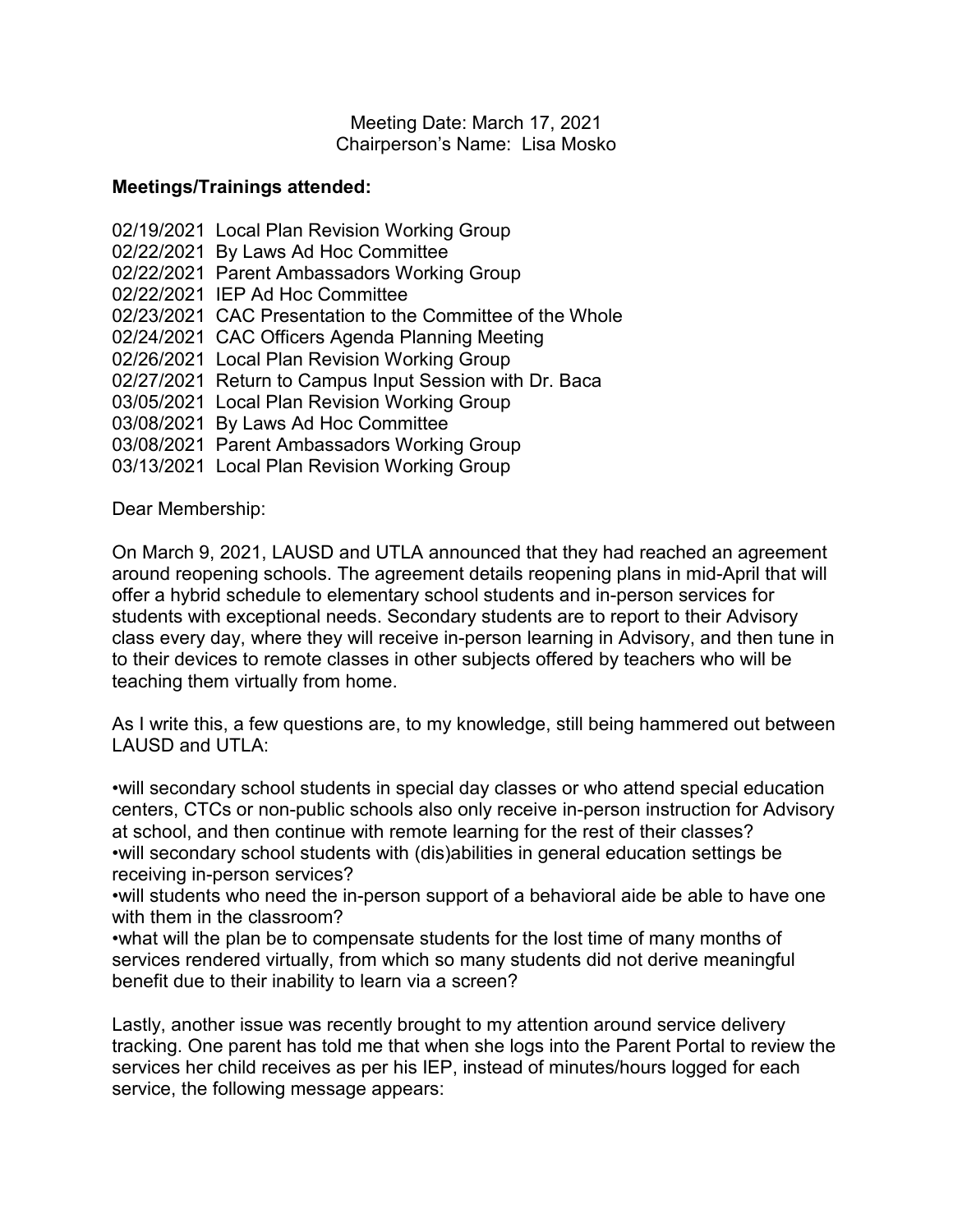Meeting Date: March 17, 2021
Chairperson's Name: Lisa Mosko

**Meetings/Trainings attended:**

02/19/2021 Local Plan Revision Working Group
02/22/2021 By Laws Ad Hoc Committee
02/22/2021 Parent Ambassadors Working Group
02/22/2021 IEP Ad Hoc Committee
02/23/2021 CAC Presentation to the Committee of the Whole
02/24/2021 CAC Officers Agenda Planning Meeting
02/26/2021 Local Plan Revision Working Group
02/27/2021 Return to Campus Input Session with Dr. Baca
03/05/2021 Local Plan Revision Working Group
03/08/2021 By Laws Ad Hoc Committee
03/08/2021 Parent Ambassadors Working Group
03/13/2021 Local Plan Revision Working Group

Dear Membership:

On March 9, 2021, LAUSD and UTLA announced that they had reached an agreement around reopening schools. The agreement details reopening plans in mid-April that will offer a hybrid schedule to elementary school students and in-person services for students with exceptional needs. Secondary students are to report to their Advisory class every day, where they will receive in-person learning in Advisory, and then tune in to their devices to remote classes in other subjects offered by teachers who will be teaching them virtually from home.

As I write this, a few questions are, to my knowledge, still being hammered out between LAUSD and UTLA:

- will secondary school students in special day classes or who attend special education centers, CTCs or non-public schools also only receive in-person instruction for Advisory at school, and then continue with remote learning for the rest of their classes?
- will secondary school students with (dis)abilities in general education settings be receiving in-person services?
- will students who need the in-person support of a behavioral aide be able to have one with them in the classroom?
- what will the plan be to compensate students for the lost time of many months of services rendered virtually, from which so many students did not derive meaningful benefit due to their inability to learn via a screen?

Lastly, another issue was recently brought to my attention around service delivery tracking. One parent has told me that when she logs into the Parent Portal to review the services her child receives as per his IEP, instead of minutes/hours logged for each service, the following message appears: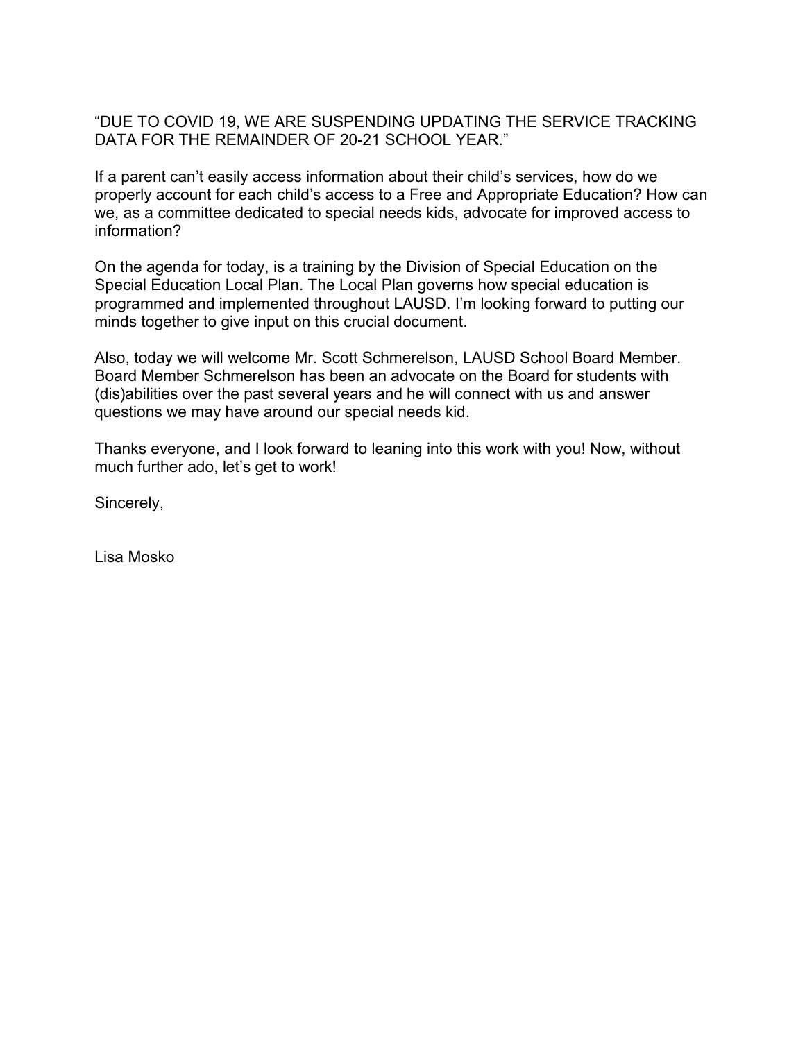"DUE TO COVID 19, WE ARE SUSPENDING UPDATING THE SERVICE TRACKING DATA FOR THE REMAINDER OF 20-21 SCHOOL YEAR."

If a parent can't easily access information about their child's services, how do we properly account for each child's access to a Free and Appropriate Education? How can we, as a committee dedicated to special needs kids, advocate for improved access to information?

On the agenda for today, is a training by the Division of Special Education on the Special Education Local Plan. The Local Plan governs how special education is programmed and implemented throughout LAUSD. I'm looking forward to putting our minds together to give input on this crucial document.

Also, today we will welcome Mr. Scott Schmerelson, LAUSD School Board Member. Board Member Schmerelson has been an advocate on the Board for students with (dis)abilities over the past several years and he will connect with us and answer questions we may have around our special needs kid.

Thanks everyone, and I look forward to leaning into this work with you! Now, without much further ado, let's get to work!

Sincerely,

Lisa Mosko